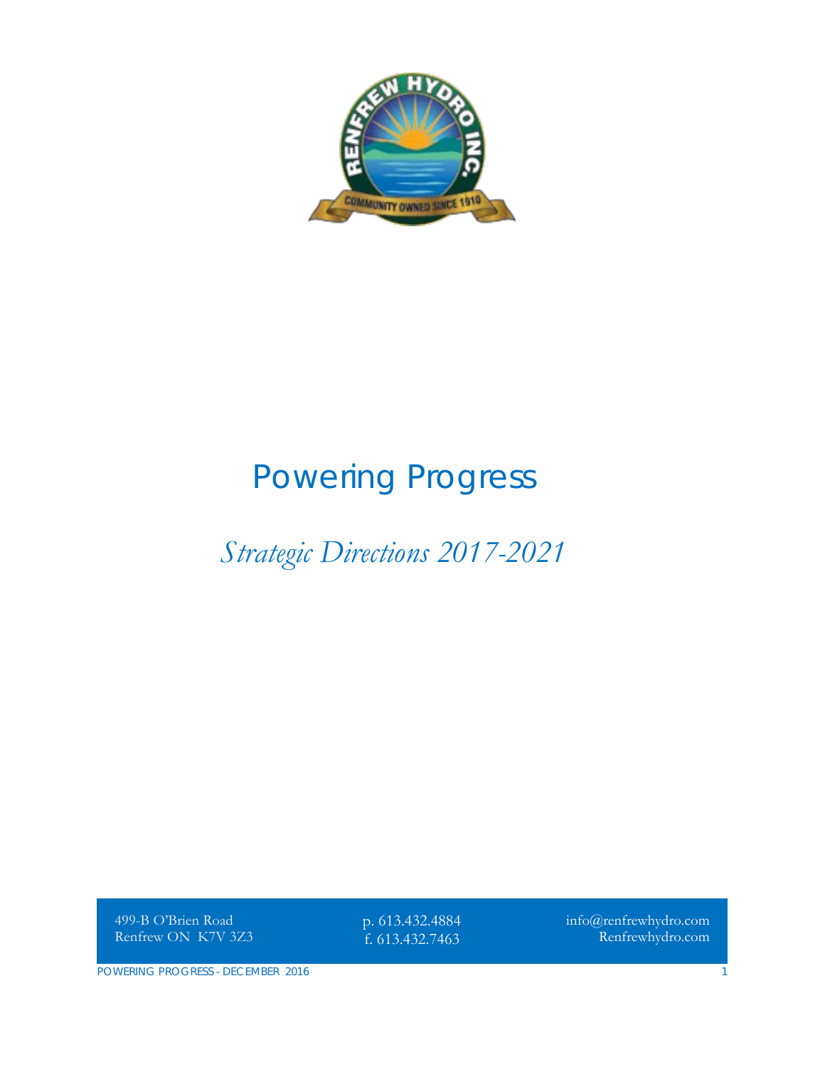# Powering Progress

*Strategic Directions 2017-2021*

499-B O'Brien Road
Renfrew ON K7V 3Z3

p. 613.432.4884
f. 613.432.7463

info@renfrewhydro.com
Renfrewhydro.com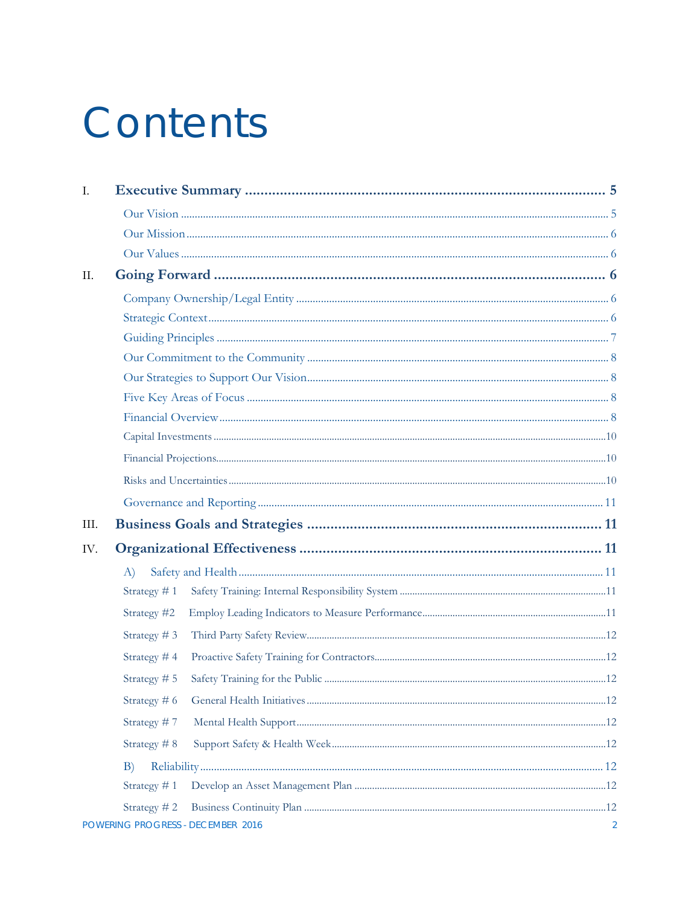# Contents

- I. **Executive Summary** ... 5
  - Our Vision ... 5
  - Our Mission ... 6
  - Our Values ... 6
- II. **Going Forward** ... 6
  - Company Ownership/Legal Entity ... 6
  - Strategic Context ... 6
  - Guiding Principles ... 7
  - Our Commitment to the Community ... 8
  - Our Strategies to Support Our Vision ... 8
  - Five Key Areas of Focus ... 8
  - Financial Overview ... 8
  - Capital Investments ... 10
  - Financial Projections ... 10
  - Risks and Uncertainties ... 10
  - Governance and Reporting ... 11
- III. **Business Goals and Strategies** ... 11
- IV. **Organizational Effectiveness** ... 11
  - A) Safety and Health ... 11
    - Strategy # 1 Safety Training: Internal Responsibility System ... 11
    - Strategy #2 Employ Leading Indicators to Measure Performance ... 11
    - Strategy # 3 Third Party Safety Review ... 12
    - Strategy # 4 Proactive Safety Training for Contractors ... 12
    - Strategy # 5 Safety Training for the Public ... 12
    - Strategy # 6 General Health Initiatives ... 12
    - Strategy # 7 Mental Health Support ... 12
    - Strategy # 8 Support Safety & Health Week ... 12
  - B) Reliability ... 12
    - Strategy # 1 Develop an Asset Management Plan ... 12
    - Strategy # 2 Business Continuity Plan ... 12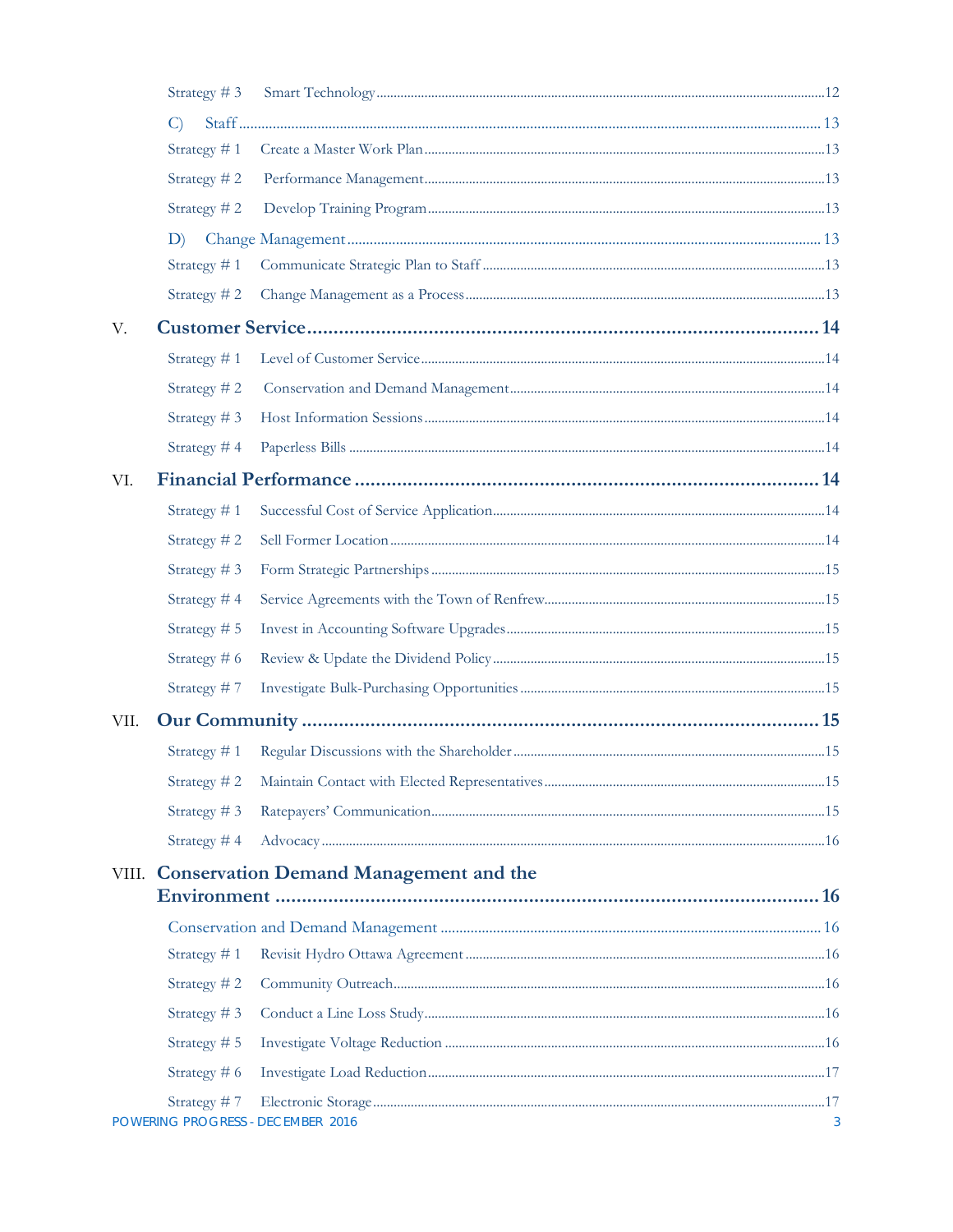Strategy # 3 Smart Technology ....... 12

C) Staff ....... 13

Strategy # 1 Create a Master Work Plan ....... 13

Strategy # 2 Performance Management ....... 13

Strategy # 2 Develop Training Program ....... 13

D) Change Management ....... 13

Strategy # 1 Communicate Strategic Plan to Staff ....... 13

Strategy # 2 Change Management as a Process ....... 13

**V. Customer Service ....... 14**

Strategy # 1 Level of Customer Service ....... 14

Strategy # 2 Conservation and Demand Management ....... 14

Strategy # 3 Host Information Sessions ....... 14

Strategy # 4 Paperless Bills ....... 14

**VI. Financial Performance ....... 14**

Strategy # 1 Successful Cost of Service Application ....... 14

Strategy # 2 Sell Former Location ....... 14

Strategy # 3 Form Strategic Partnerships ....... 15

Strategy # 4 Service Agreements with the Town of Renfrew ....... 15

Strategy # 5 Invest in Accounting Software Upgrades ....... 15

Strategy # 6 Review & Update the Dividend Policy ....... 15

Strategy # 7 Investigate Bulk-Purchasing Opportunities ....... 15

**VII. Our Community ....... 15**

Strategy # 1 Regular Discussions with the Shareholder ....... 15

Strategy # 2 Maintain Contact with Elected Representatives ....... 15

Strategy # 3 Ratepayers' Communication ....... 15

Strategy # 4 Advocacy ....... 16

**VIII. Conservation Demand Management and the Environment ....... 16**

Conservation and Demand Management ....... 16

Strategy # 1 Revisit Hydro Ottawa Agreement ....... 16

Strategy # 2 Community Outreach ....... 16

Strategy # 3 Conduct a Line Loss Study ....... 16

Strategy # 5 Investigate Voltage Reduction ....... 16

Strategy # 6 Investigate Load Reduction ....... 17

Strategy # 7 Electronic Storage ....... 17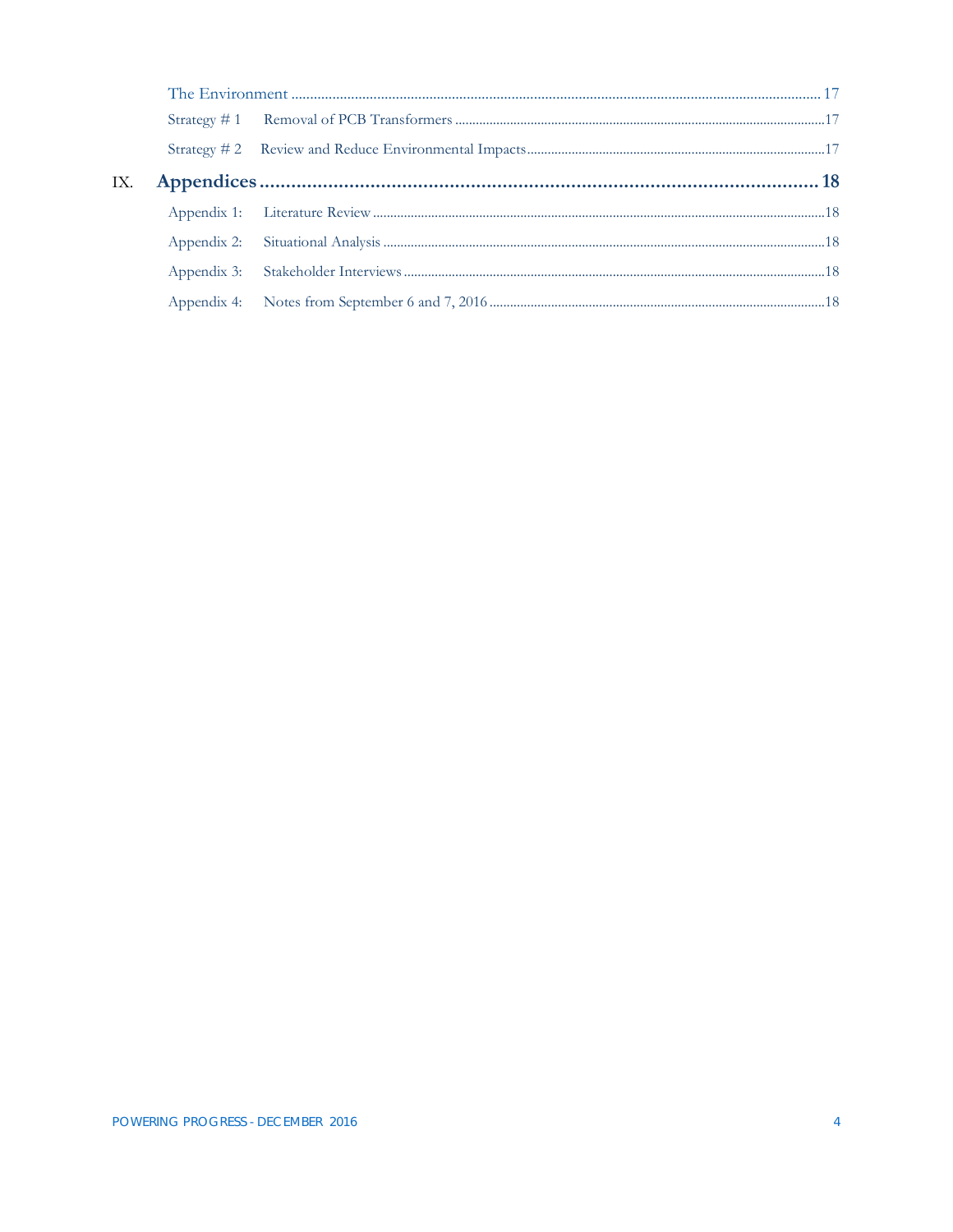The Environment ... 17

Strategy # 1 Removal of PCB Transformers ... 17

Strategy # 2 Review and Reduce Environmental Impacts ... 17

IX. **Appendices** ... **18**

Appendix 1: Literature Review ... 18

Appendix 2: Situational Analysis ... 18

Appendix 3: Stakeholder Interviews ... 18

Appendix 4: Notes from September 6 and 7, 2016 ... 18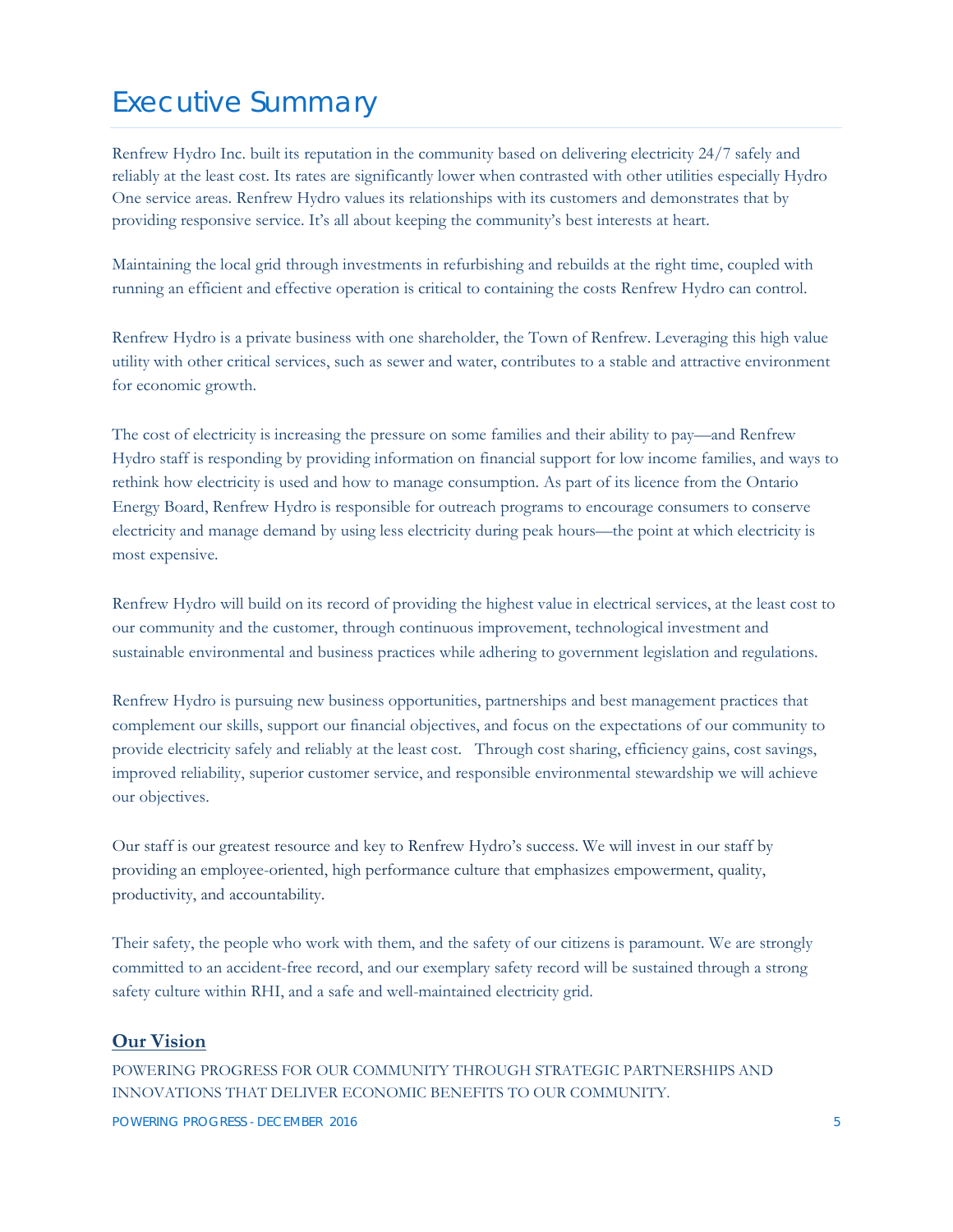# Executive Summary

Renfrew Hydro Inc. built its reputation in the community based on delivering electricity 24/7 safely and reliably at the least cost. Its rates are significantly lower when contrasted with other utilities especially Hydro One service areas. Renfrew Hydro values its relationships with its customers and demonstrates that by providing responsive service. It's all about keeping the community's best interests at heart.

Maintaining the local grid through investments in refurbishing and rebuilds at the right time, coupled with running an efficient and effective operation is critical to containing the costs Renfrew Hydro can control.

Renfrew Hydro is a private business with one shareholder, the Town of Renfrew. Leveraging this high value utility with other critical services, such as sewer and water, contributes to a stable and attractive environment for economic growth.

The cost of electricity is increasing the pressure on some families and their ability to pay—and Renfrew Hydro staff is responding by providing information on financial support for low income families, and ways to rethink how electricity is used and how to manage consumption. As part of its licence from the Ontario Energy Board, Renfrew Hydro is responsible for outreach programs to encourage consumers to conserve electricity and manage demand by using less electricity during peak hours—the point at which electricity is most expensive.

Renfrew Hydro will build on its record of providing the highest value in electrical services, at the least cost to our community and the customer, through continuous improvement, technological investment and sustainable environmental and business practices while adhering to government legislation and regulations.

Renfrew Hydro is pursuing new business opportunities, partnerships and best management practices that complement our skills, support our financial objectives, and focus on the expectations of our community to provide electricity safely and reliably at the least cost. Through cost sharing, efficiency gains, cost savings, improved reliability, superior customer service, and responsible environmental stewardship we will achieve our objectives.

Our staff is our greatest resource and key to Renfrew Hydro's success. We will invest in our staff by providing an employee-oriented, high performance culture that emphasizes empowerment, quality, productivity, and accountability.

Their safety, the people who work with them, and the safety of our citizens is paramount. We are strongly committed to an accident-free record, and our exemplary safety record will be sustained through a strong safety culture within RHI, and a safe and well-maintained electricity grid.

## Our Vision

POWERING PROGRESS FOR OUR COMMUNITY THROUGH STRATEGIC PARTNERSHIPS AND INNOVATIONS THAT DELIVER ECONOMIC BENEFITS TO OUR COMMUNITY.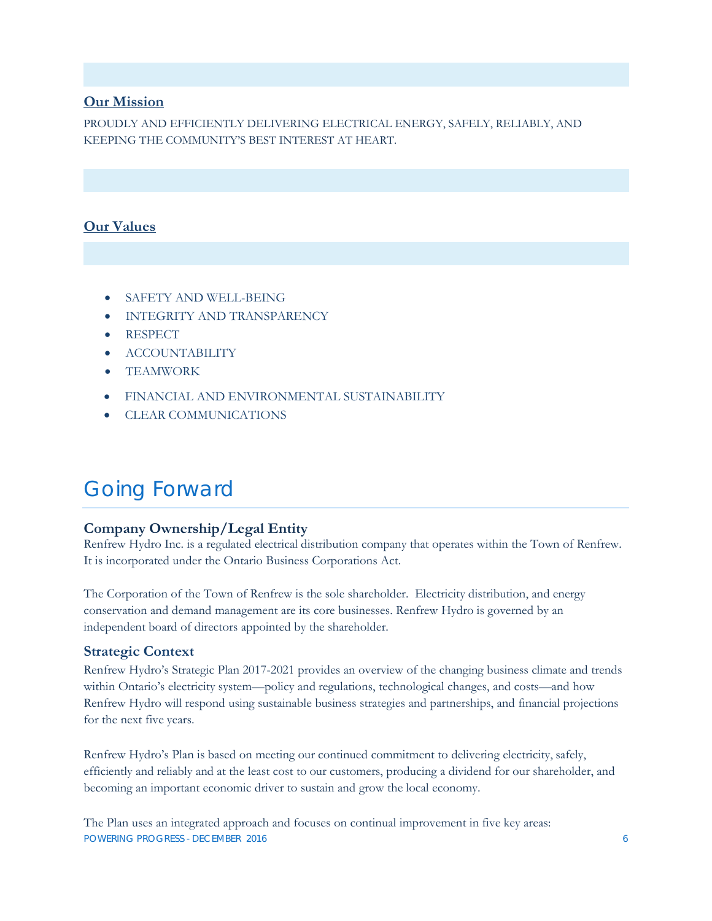## Our Mission

PROUDLY AND EFFICIENTLY DELIVERING ELECTRICAL ENERGY, SAFELY, RELIABLY, AND KEEPING THE COMMUNITY'S BEST INTEREST AT HEART.

## Our Values

- SAFETY AND WELL-BEING
- INTEGRITY AND TRANSPARENCY
- RESPECT
- ACCOUNTABILITY
- TEAMWORK
- FINANCIAL AND ENVIRONMENTAL SUSTAINABILITY
- CLEAR COMMUNICATIONS

# Going Forward

### Company Ownership/Legal Entity

Renfrew Hydro Inc. is a regulated electrical distribution company that operates within the Town of Renfrew. It is incorporated under the Ontario Business Corporations Act.

The Corporation of the Town of Renfrew is the sole shareholder. Electricity distribution, and energy conservation and demand management are its core businesses. Renfrew Hydro is governed by an independent board of directors appointed by the shareholder.

### Strategic Context

Renfrew Hydro's Strategic Plan 2017-2021 provides an overview of the changing business climate and trends within Ontario's electricity system—policy and regulations, technological changes, and costs—and how Renfrew Hydro will respond using sustainable business strategies and partnerships, and financial projections for the next five years.

Renfrew Hydro's Plan is based on meeting our continued commitment to delivering electricity, safely, efficiently and reliably and at the least cost to our customers, producing a dividend for our shareholder, and becoming an important economic driver to sustain and grow the local economy.

The Plan uses an integrated approach and focuses on continual improvement in five key areas: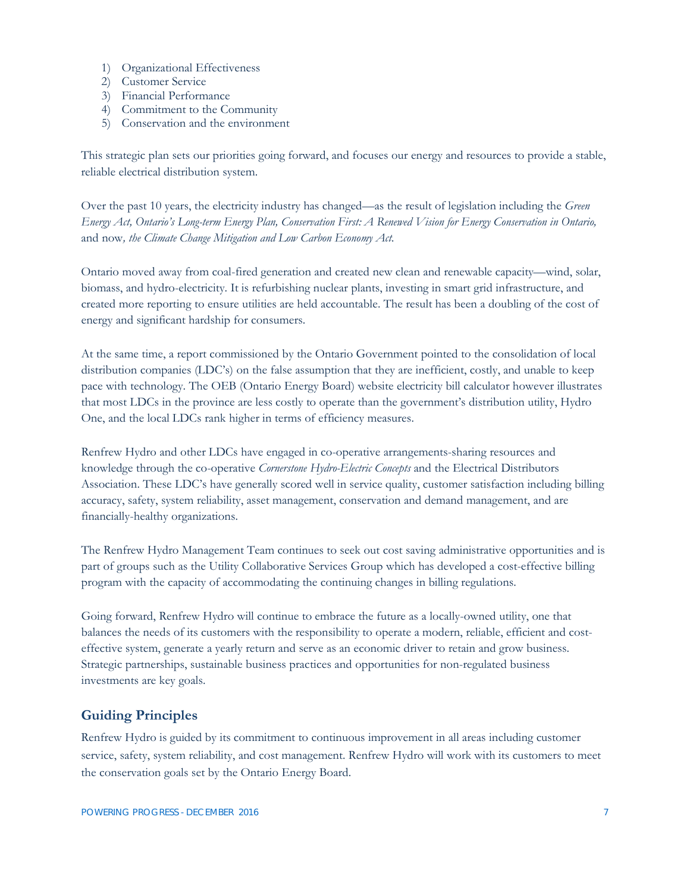1) Organizational Effectiveness
2) Customer Service
3) Financial Performance
4) Commitment to the Community
5) Conservation and the environment

This strategic plan sets our priorities going forward, and focuses our energy and resources to provide a stable, reliable electrical distribution system.

Over the past 10 years, the electricity industry has changed—as the result of legislation including the *Green Energy Act, Ontario's Long-term Energy Plan, Conservation First: A Renewed Vision for Energy Conservation in Ontario,* and now*, the Climate Change Mitigation and Low Carbon Economy Act.*

Ontario moved away from coal-fired generation and created new clean and renewable capacity—wind, solar, biomass, and hydro-electricity. It is refurbishing nuclear plants, investing in smart grid infrastructure, and created more reporting to ensure utilities are held accountable. The result has been a doubling of the cost of energy and significant hardship for consumers.

At the same time, a report commissioned by the Ontario Government pointed to the consolidation of local distribution companies (LDC's) on the false assumption that they are inefficient, costly, and unable to keep pace with technology. The OEB (Ontario Energy Board) website electricity bill calculator however illustrates that most LDCs in the province are less costly to operate than the government's distribution utility, Hydro One, and the local LDCs rank higher in terms of efficiency measures.

Renfrew Hydro and other LDCs have engaged in co-operative arrangements-sharing resources and knowledge through the co-operative *Cornerstone Hydro-Electric Concepts* and the Electrical Distributors Association. These LDC's have generally scored well in service quality, customer satisfaction including billing accuracy, safety, system reliability, asset management, conservation and demand management, and are financially-healthy organizations.

The Renfrew Hydro Management Team continues to seek out cost saving administrative opportunities and is part of groups such as the Utility Collaborative Services Group which has developed a cost-effective billing program with the capacity of accommodating the continuing changes in billing regulations.

Going forward, Renfrew Hydro will continue to embrace the future as a locally-owned utility, one that balances the needs of its customers with the responsibility to operate a modern, reliable, efficient and cost-effective system, generate a yearly return and serve as an economic driver to retain and grow business. Strategic partnerships, sustainable business practices and opportunities for non-regulated business investments are key goals.

## Guiding Principles

Renfrew Hydro is guided by its commitment to continuous improvement in all areas including customer service, safety, system reliability, and cost management. Renfrew Hydro will work with its customers to meet the conservation goals set by the Ontario Energy Board.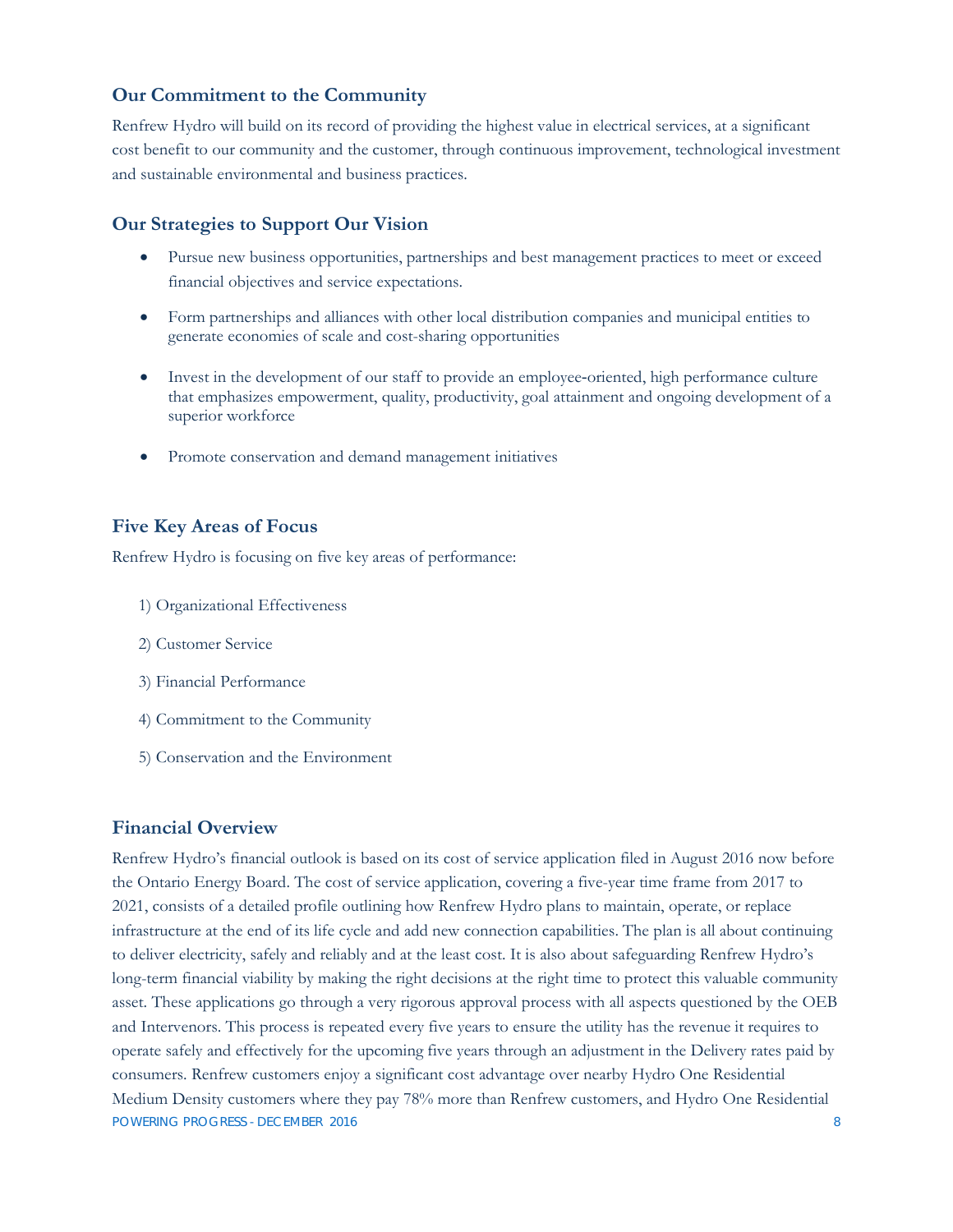## Our Commitment to the Community

Renfrew Hydro will build on its record of providing the highest value in electrical services, at a significant cost benefit to our community and the customer, through continuous improvement, technological investment and sustainable environmental and business practices.

## Our Strategies to Support Our Vision

- Pursue new business opportunities, partnerships and best management practices to meet or exceed financial objectives and service expectations.
- Form partnerships and alliances with other local distribution companies and municipal entities to generate economies of scale and cost-sharing opportunities
- Invest in the development of our staff to provide an employee-oriented, high performance culture that emphasizes empowerment, quality, productivity, goal attainment and ongoing development of a superior workforce
- Promote conservation and demand management initiatives

## Five Key Areas of Focus

Renfrew Hydro is focusing on five key areas of performance:

1) Organizational Effectiveness

2) Customer Service

3) Financial Performance

4) Commitment to the Community

5) Conservation and the Environment

## Financial Overview

Renfrew Hydro's financial outlook is based on its cost of service application filed in August 2016 now before the Ontario Energy Board. The cost of service application, covering a five-year time frame from 2017 to 2021, consists of a detailed profile outlining how Renfrew Hydro plans to maintain, operate, or replace infrastructure at the end of its life cycle and add new connection capabilities. The plan is all about continuing to deliver electricity, safely and reliably and at the least cost. It is also about safeguarding Renfrew Hydro's long-term financial viability by making the right decisions at the right time to protect this valuable community asset. These applications go through a very rigorous approval process with all aspects questioned by the OEB and Intervenors. This process is repeated every five years to ensure the utility has the revenue it requires to operate safely and effectively for the upcoming five years through an adjustment in the Delivery rates paid by consumers. Renfrew customers enjoy a significant cost advantage over nearby Hydro One Residential Medium Density customers where they pay 78% more than Renfrew customers, and Hydro One Residential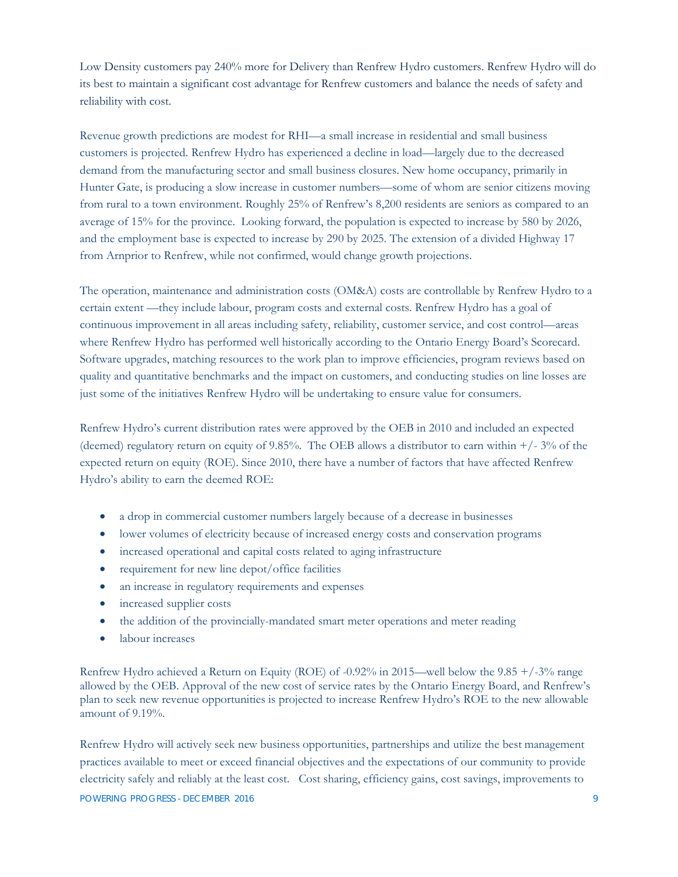Low Density customers pay 240% more for Delivery than Renfrew Hydro customers. Renfrew Hydro will do its best to maintain a significant cost advantage for Renfrew customers and balance the needs of safety and reliability with cost.

Revenue growth predictions are modest for RHI—a small increase in residential and small business customers is projected. Renfrew Hydro has experienced a decline in load—largely due to the decreased demand from the manufacturing sector and small business closures. New home occupancy, primarily in Hunter Gate, is producing a slow increase in customer numbers—some of whom are senior citizens moving from rural to a town environment. Roughly 25% of Renfrew's 8,200 residents are seniors as compared to an average of 15% for the province. Looking forward, the population is expected to increase by 580 by 2026, and the employment base is expected to increase by 290 by 2025. The extension of a divided Highway 17 from Arnprior to Renfrew, while not confirmed, would change growth projections.

The operation, maintenance and administration costs (OM&A) costs are controllable by Renfrew Hydro to a certain extent —they include labour, program costs and external costs. Renfrew Hydro has a goal of continuous improvement in all areas including safety, reliability, customer service, and cost control—areas where Renfrew Hydro has performed well historically according to the Ontario Energy Board's Scorecard. Software upgrades, matching resources to the work plan to improve efficiencies, program reviews based on quality and quantitative benchmarks and the impact on customers, and conducting studies on line losses are just some of the initiatives Renfrew Hydro will be undertaking to ensure value for consumers.

Renfrew Hydro's current distribution rates were approved by the OEB in 2010 and included an expected (deemed) regulatory return on equity of 9.85%. The OEB allows a distributor to earn within +/- 3% of the expected return on equity (ROE). Since 2010, there have a number of factors that have affected Renfrew Hydro's ability to earn the deemed ROE:

- a drop in commercial customer numbers largely because of a decrease in businesses
- lower volumes of electricity because of increased energy costs and conservation programs
- increased operational and capital costs related to aging infrastructure
- requirement for new line depot/office facilities
- an increase in regulatory requirements and expenses
- increased supplier costs
- the addition of the provincially-mandated smart meter operations and meter reading
- labour increases

Renfrew Hydro achieved a Return on Equity (ROE) of -0.92% in 2015—well below the 9.85 +/-3% range allowed by the OEB. Approval of the new cost of service rates by the Ontario Energy Board, and Renfrew's plan to seek new revenue opportunities is projected to increase Renfrew Hydro's ROE to the new allowable amount of 9.19%.

Renfrew Hydro will actively seek new business opportunities, partnerships and utilize the best management practices available to meet or exceed financial objectives and the expectations of our community to provide electricity safely and reliably at the least cost. Cost sharing, efficiency gains, cost savings, improvements to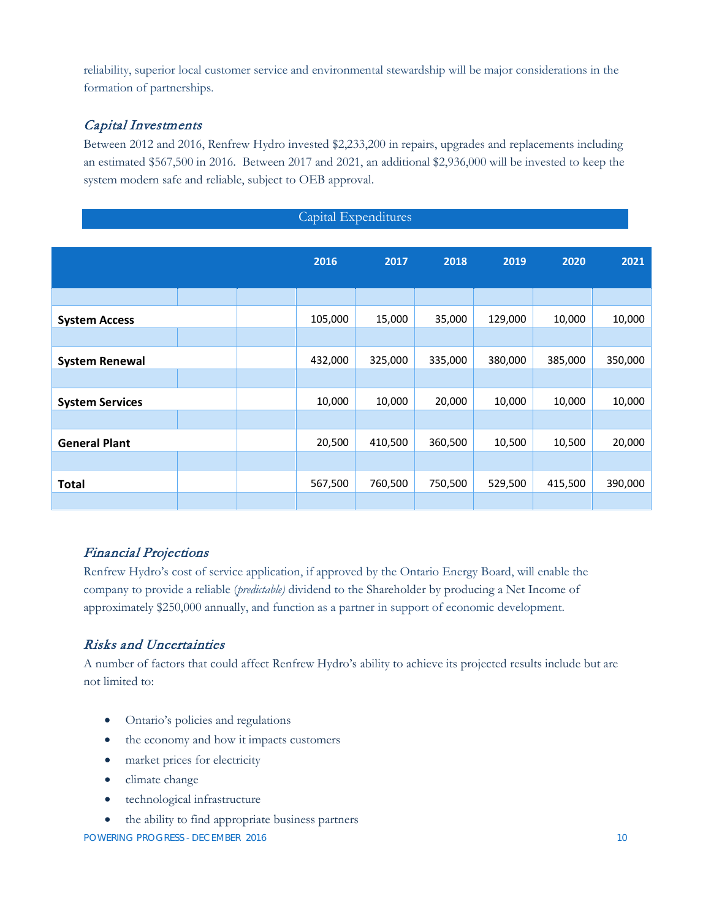reliability, superior local customer service and environmental stewardship will be major considerations in the formation of partnerships.

### *Capital Investments*

Between 2012 and 2016, Renfrew Hydro invested $2,233,200 in repairs, upgrades and replacements including an estimated $567,500 in 2016. Between 2017 and 2021, an additional $2,936,000 will be invested to keep the system modern safe and reliable, subject to OEB approval.

**Capital Expenditures**

| | 2016 | 2017 | 2018 | 2019 | 2020 | 2021 |
|---|---|---|---|---|---|---|
| **System Access** | 105,000 | 15,000 | 35,000 | 129,000 | 10,000 | 10,000 |
| **System Renewal** | 432,000 | 325,000 | 335,000 | 380,000 | 385,000 | 350,000 |
| **System Services** | 10,000 | 10,000 | 20,000 | 10,000 | 10,000 | 10,000 |
| **General Plant** | 20,500 | 410,500 | 360,500 | 10,500 | 10,500 | 20,000 |
| **Total** | 567,500 | 760,500 | 750,500 | 529,500 | 415,500 | 390,000 |

### *Financial Projections*

Renfrew Hydro's cost of service application, if approved by the Ontario Energy Board, will enable the company to provide a reliable *(predictable)* dividend to the Shareholder by producing a Net Income of approximately $250,000 annually, and function as a partner in support of economic development.

### *Risks and Uncertainties*

A number of factors that could affect Renfrew Hydro's ability to achieve its projected results include but are not limited to:

- Ontario's policies and regulations
- the economy and how it impacts customers
- market prices for electricity
- climate change
- technological infrastructure
- the ability to find appropriate business partners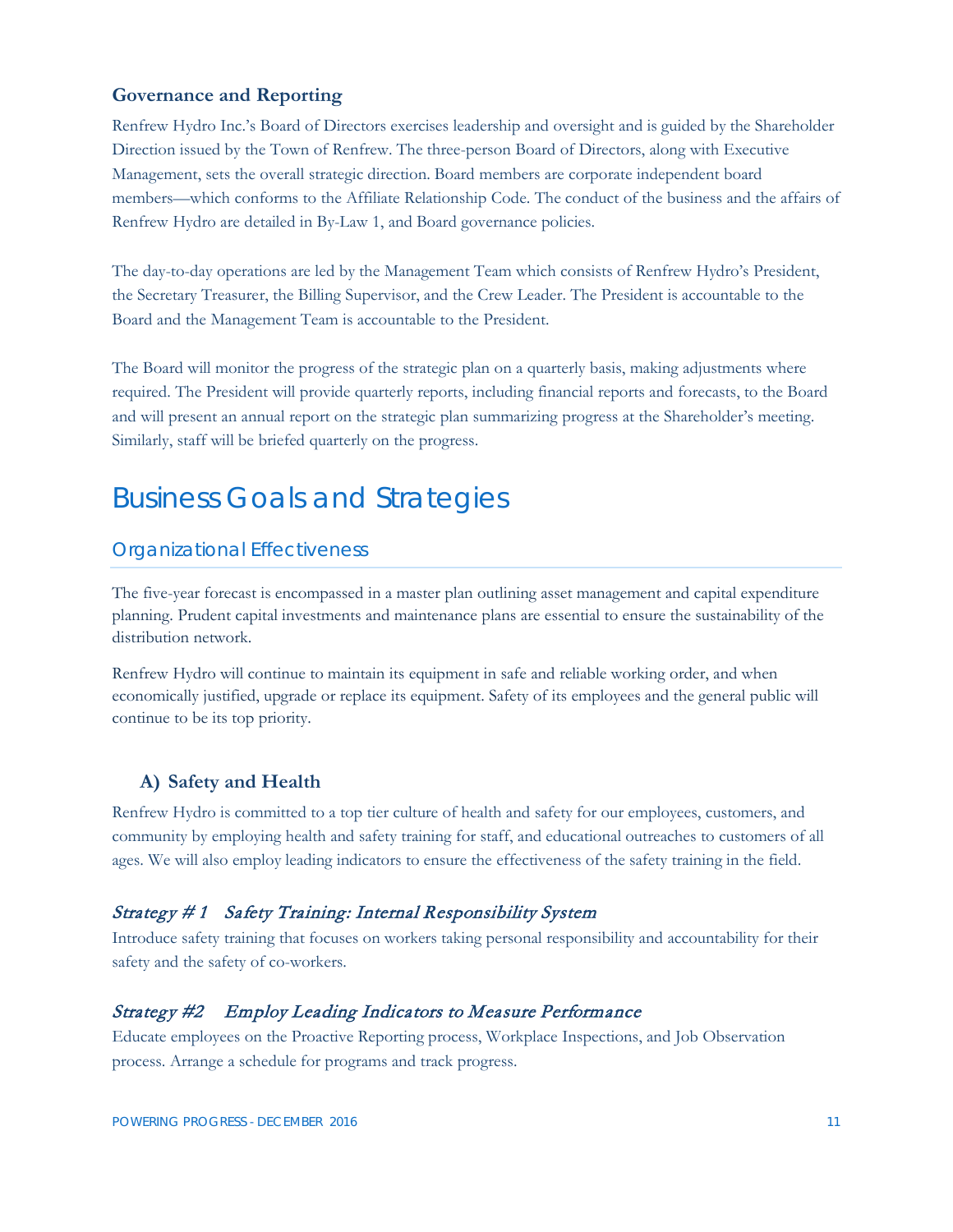### Governance and Reporting

Renfrew Hydro Inc.'s Board of Directors exercises leadership and oversight and is guided by the Shareholder Direction issued by the Town of Renfrew. The three-person Board of Directors, along with Executive Management, sets the overall strategic direction. Board members are corporate independent board members—which conforms to the Affiliate Relationship Code. The conduct of the business and the affairs of Renfrew Hydro are detailed in By-Law 1, and Board governance policies.

The day-to-day operations are led by the Management Team which consists of Renfrew Hydro's President, the Secretary Treasurer, the Billing Supervisor, and the Crew Leader. The President is accountable to the Board and the Management Team is accountable to the President.

The Board will monitor the progress of the strategic plan on a quarterly basis, making adjustments where required. The President will provide quarterly reports, including financial reports and forecasts, to the Board and will present an annual report on the strategic plan summarizing progress at the Shareholder's meeting. Similarly, staff will be briefed quarterly on the progress.

# Business Goals and Strategies

## Organizational Effectiveness

The five-year forecast is encompassed in a master plan outlining asset management and capital expenditure planning. Prudent capital investments and maintenance plans are essential to ensure the sustainability of the distribution network.

Renfrew Hydro will continue to maintain its equipment in safe and reliable working order, and when economically justified, upgrade or replace its equipment. Safety of its employees and the general public will continue to be its top priority.

### A) Safety and Health

Renfrew Hydro is committed to a top tier culture of health and safety for our employees, customers, and community by employing health and safety training for staff, and educational outreaches to customers of all ages. We will also employ leading indicators to ensure the effectiveness of the safety training in the field.

#### *Strategy # 1 Safety Training: Internal Responsibility System*

Introduce safety training that focuses on workers taking personal responsibility and accountability for their safety and the safety of co-workers.

#### *Strategy #2 Employ Leading Indicators to Measure Performance*

Educate employees on the Proactive Reporting process, Workplace Inspections, and Job Observation process. Arrange a schedule for programs and track progress.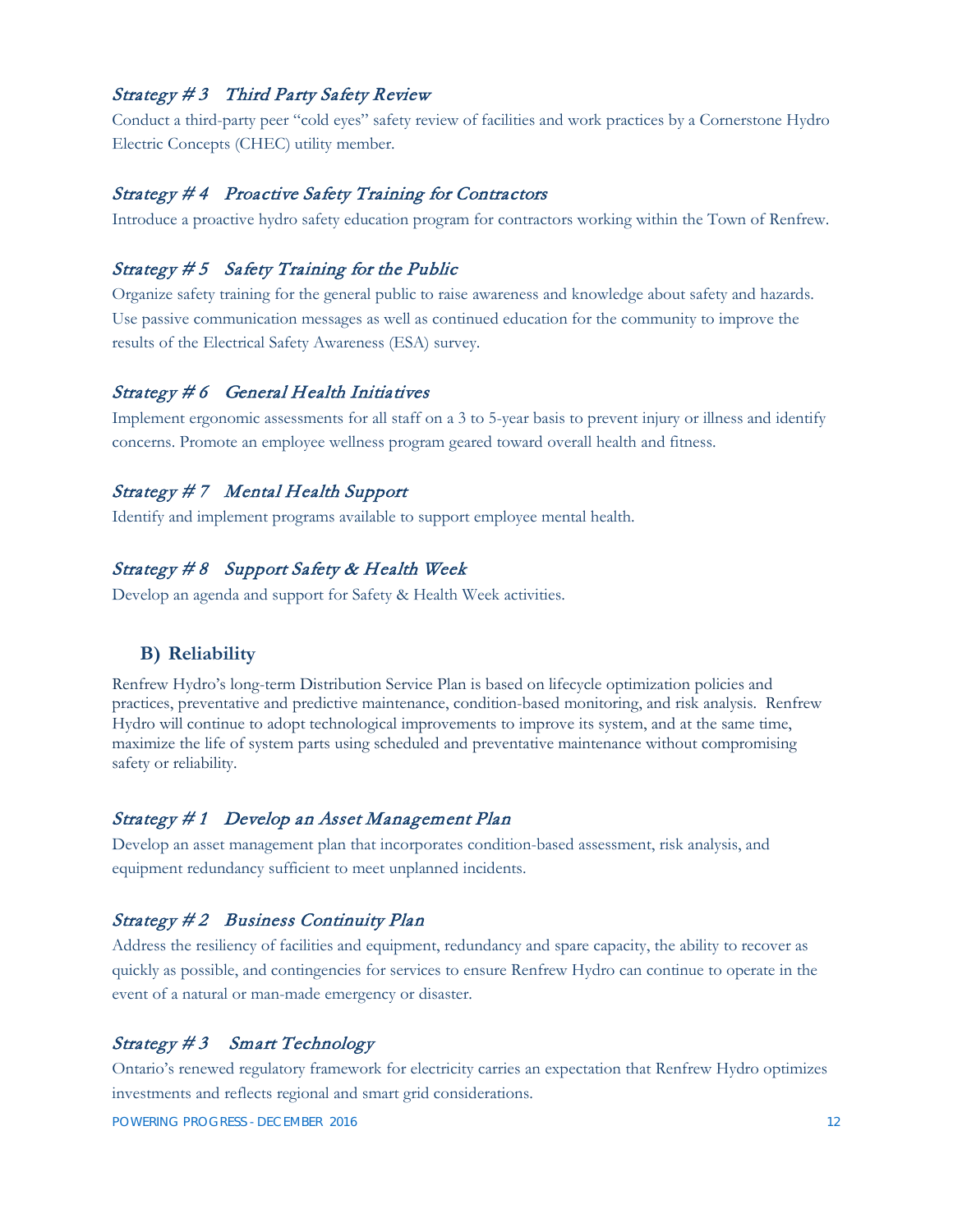### *Strategy # 3 Third Party Safety Review*

Conduct a third-party peer "cold eyes" safety review of facilities and work practices by a Cornerstone Hydro Electric Concepts (CHEC) utility member.

### *Strategy # 4 Proactive Safety Training for Contractors*

Introduce a proactive hydro safety education program for contractors working within the Town of Renfrew.

### *Strategy # 5 Safety Training for the Public*

Organize safety training for the general public to raise awareness and knowledge about safety and hazards. Use passive communication messages as well as continued education for the community to improve the results of the Electrical Safety Awareness (ESA) survey.

### *Strategy # 6 General Health Initiatives*

Implement ergonomic assessments for all staff on a 3 to 5-year basis to prevent injury or illness and identify concerns. Promote an employee wellness program geared toward overall health and fitness.

### *Strategy # 7 Mental Health Support*

Identify and implement programs available to support employee mental health.

### *Strategy # 8 Support Safety & Health Week*

Develop an agenda and support for Safety & Health Week activities.

## B) Reliability

Renfrew Hydro's long-term Distribution Service Plan is based on lifecycle optimization policies and practices, preventative and predictive maintenance, condition-based monitoring, and risk analysis. Renfrew Hydro will continue to adopt technological improvements to improve its system, and at the same time, maximize the life of system parts using scheduled and preventative maintenance without compromising safety or reliability.

### *Strategy # 1 Develop an Asset Management Plan*

Develop an asset management plan that incorporates condition-based assessment, risk analysis, and equipment redundancy sufficient to meet unplanned incidents.

### *Strategy # 2 Business Continuity Plan*

Address the resiliency of facilities and equipment, redundancy and spare capacity, the ability to recover as quickly as possible, and contingencies for services to ensure Renfrew Hydro can continue to operate in the event of a natural or man-made emergency or disaster.

### *Strategy # 3 Smart Technology*

Ontario's renewed regulatory framework for electricity carries an expectation that Renfrew Hydro optimizes investments and reflects regional and smart grid considerations.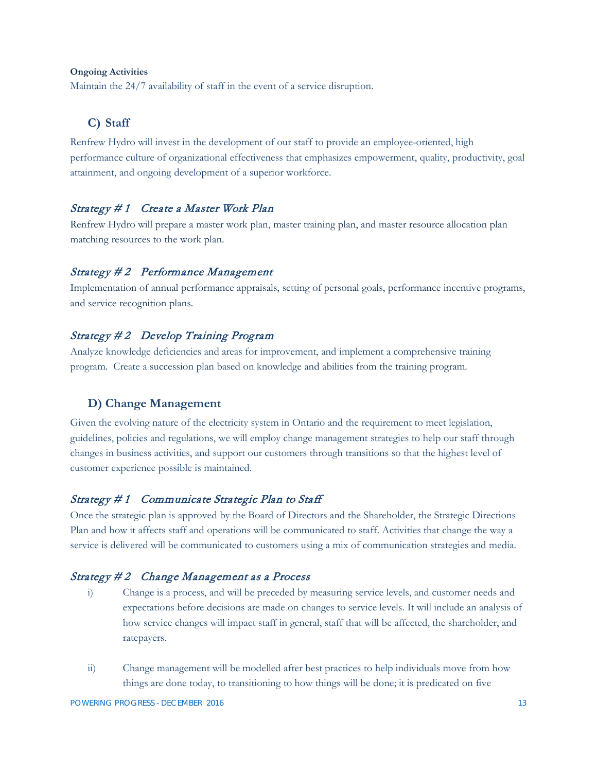**Ongoing Activities**

Maintain the 24/7 availability of staff in the event of a service disruption.

## C) Staff

Renfrew Hydro will invest in the development of our staff to provide an employee-oriented, high performance culture of organizational effectiveness that emphasizes empowerment, quality, productivity, goal attainment, and ongoing development of a superior workforce.

### *Strategy # 1 Create a Master Work Plan*

Renfrew Hydro will prepare a master work plan, master training plan, and master resource allocation plan matching resources to the work plan.

### *Strategy # 2 Performance Management*

Implementation of annual performance appraisals, setting of personal goals, performance incentive programs, and service recognition plans.

### *Strategy # 2 Develop Training Program*

Analyze knowledge deficiencies and areas for improvement, and implement a comprehensive training program. Create a succession plan based on knowledge and abilities from the training program.

## D) Change Management

Given the evolving nature of the electricity system in Ontario and the requirement to meet legislation, guidelines, policies and regulations, we will employ change management strategies to help our staff through changes in business activities, and support our customers through transitions so that the highest level of customer experience possible is maintained.

### *Strategy # 1 Communicate Strategic Plan to Staff*

Once the strategic plan is approved by the Board of Directors and the Shareholder, the Strategic Directions Plan and how it affects staff and operations will be communicated to staff. Activities that change the way a service is delivered will be communicated to customers using a mix of communication strategies and media.

### *Strategy # 2 Change Management as a Process*

i) Change is a process, and will be preceded by measuring service levels, and customer needs and expectations before decisions are made on changes to service levels. It will include an analysis of how service changes will impact staff in general, staff that will be affected, the shareholder, and ratepayers.

ii) Change management will be modelled after best practices to help individuals move from how things are done today, to transitioning to how things will be done; it is predicated on five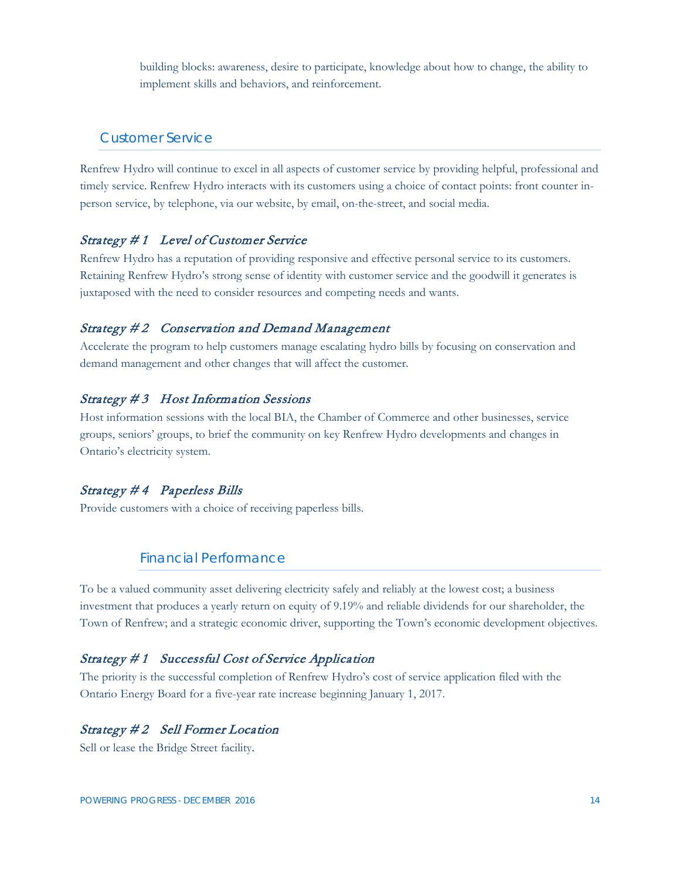building blocks: awareness, desire to participate, knowledge about how to change, the ability to implement skills and behaviors, and reinforcement.

## Customer Service

Renfrew Hydro will continue to excel in all aspects of customer service by providing helpful, professional and timely service. Renfrew Hydro interacts with its customers using a choice of contact points: front counter in-person service, by telephone, via our website, by email, on-the-street, and social media.

### *Strategy # 1 Level of Customer Service*

Renfrew Hydro has a reputation of providing responsive and effective personal service to its customers. Retaining Renfrew Hydro's strong sense of identity with customer service and the goodwill it generates is juxtaposed with the need to consider resources and competing needs and wants.

### *Strategy # 2 Conservation and Demand Management*

Accelerate the program to help customers manage escalating hydro bills by focusing on conservation and demand management and other changes that will affect the customer.

### *Strategy # 3 Host Information Sessions*

Host information sessions with the local BIA, the Chamber of Commerce and other businesses, service groups, seniors' groups, to brief the community on key Renfrew Hydro developments and changes in Ontario's electricity system.

### *Strategy # 4 Paperless Bills*

Provide customers with a choice of receiving paperless bills.

## Financial Performance

To be a valued community asset delivering electricity safely and reliably at the lowest cost; a business investment that produces a yearly return on equity of 9.19% and reliable dividends for our shareholder, the Town of Renfrew; and a strategic economic driver, supporting the Town's economic development objectives.

### *Strategy # 1 Successful Cost of Service Application*

The priority is the successful completion of Renfrew Hydro's cost of service application filed with the Ontario Energy Board for a five-year rate increase beginning January 1, 2017.

### *Strategy # 2 Sell Former Location*

Sell or lease the Bridge Street facility.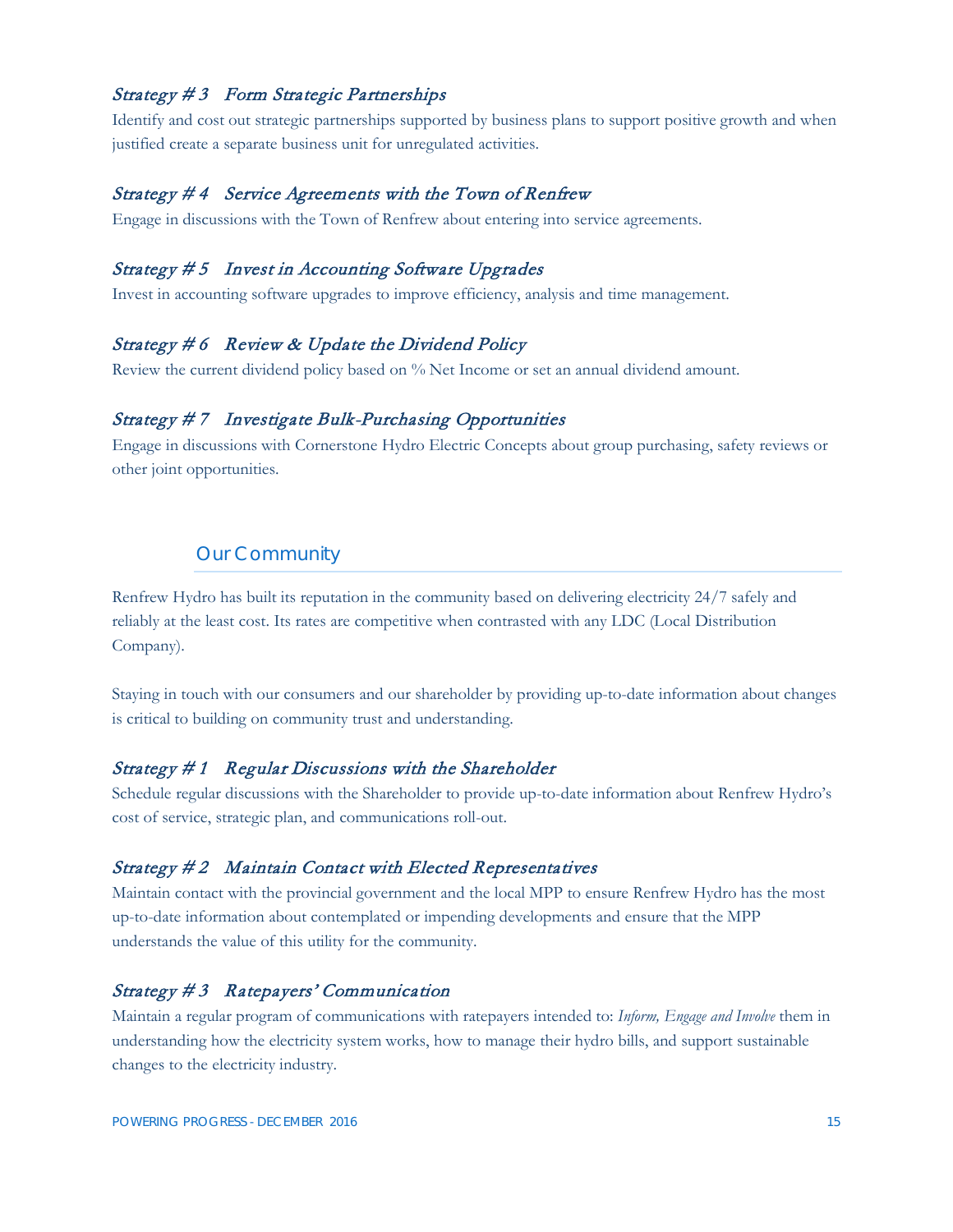### *Strategy # 3 Form Strategic Partnerships*

Identify and cost out strategic partnerships supported by business plans to support positive growth and when justified create a separate business unit for unregulated activities.

### *Strategy # 4 Service Agreements with the Town of Renfrew*

Engage in discussions with the Town of Renfrew about entering into service agreements.

### *Strategy # 5 Invest in Accounting Software Upgrades*

Invest in accounting software upgrades to improve efficiency, analysis and time management.

### *Strategy # 6 Review & Update the Dividend Policy*

Review the current dividend policy based on % Net Income or set an annual dividend amount.

### *Strategy # 7 Investigate Bulk-Purchasing Opportunities*

Engage in discussions with Cornerstone Hydro Electric Concepts about group purchasing, safety reviews or other joint opportunities.

## Our Community

Renfrew Hydro has built its reputation in the community based on delivering electricity 24/7 safely and reliably at the least cost. Its rates are competitive when contrasted with any LDC (Local Distribution Company).

Staying in touch with our consumers and our shareholder by providing up-to-date information about changes is critical to building on community trust and understanding.

### *Strategy # 1 Regular Discussions with the Shareholder*

Schedule regular discussions with the Shareholder to provide up-to-date information about Renfrew Hydro's cost of service, strategic plan, and communications roll-out.

### *Strategy # 2 Maintain Contact with Elected Representatives*

Maintain contact with the provincial government and the local MPP to ensure Renfrew Hydro has the most up-to-date information about contemplated or impending developments and ensure that the MPP understands the value of this utility for the community.

### *Strategy # 3 Ratepayers' Communication*

Maintain a regular program of communications with ratepayers intended to: *Inform, Engage and Involve* them in understanding how the electricity system works, how to manage their hydro bills, and support sustainable changes to the electricity industry.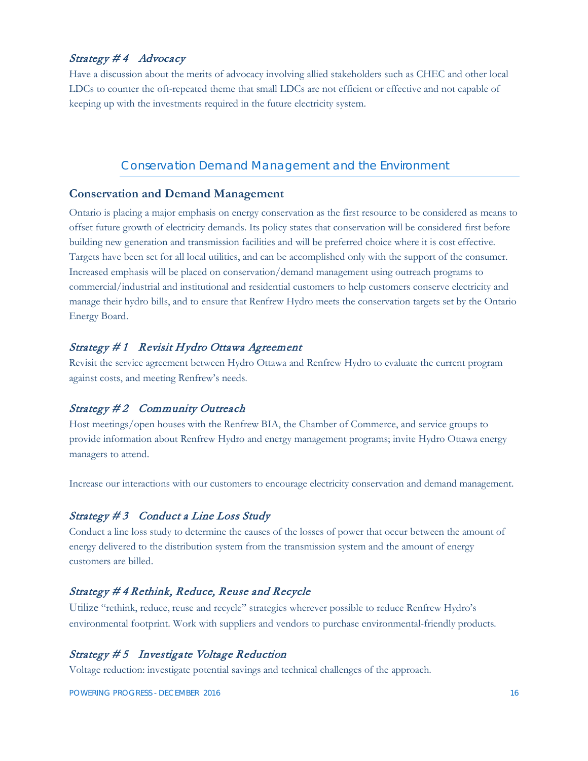### *Strategy # 4 Advocacy*

Have a discussion about the merits of advocacy involving allied stakeholders such as CHEC and other local LDCs to counter the oft-repeated theme that small LDCs are not efficient or effective and not capable of keeping up with the investments required in the future electricity system.

## Conservation Demand Management and the Environment

### Conservation and Demand Management

Ontario is placing a major emphasis on energy conservation as the first resource to be considered as means to offset future growth of electricity demands. Its policy states that conservation will be considered first before building new generation and transmission facilities and will be preferred choice where it is cost effective. Targets have been set for all local utilities, and can be accomplished only with the support of the consumer. Increased emphasis will be placed on conservation/demand management using outreach programs to commercial/industrial and institutional and residential customers to help customers conserve electricity and manage their hydro bills, and to ensure that Renfrew Hydro meets the conservation targets set by the Ontario Energy Board.

### *Strategy # 1 Revisit Hydro Ottawa Agreement*

Revisit the service agreement between Hydro Ottawa and Renfrew Hydro to evaluate the current program against costs, and meeting Renfrew's needs.

### *Strategy # 2 Community Outreach*

Host meetings/open houses with the Renfrew BIA, the Chamber of Commerce, and service groups to provide information about Renfrew Hydro and energy management programs; invite Hydro Ottawa energy managers to attend.

Increase our interactions with our customers to encourage electricity conservation and demand management.

### *Strategy # 3 Conduct a Line Loss Study*

Conduct a line loss study to determine the causes of the losses of power that occur between the amount of energy delivered to the distribution system from the transmission system and the amount of energy customers are billed.

### *Strategy # 4 Rethink, Reduce, Reuse and Recycle*

Utilize "rethink, reduce, reuse and recycle" strategies wherever possible to reduce Renfrew Hydro's environmental footprint. Work with suppliers and vendors to purchase environmental-friendly products.

### *Strategy # 5 Investigate Voltage Reduction*

Voltage reduction: investigate potential savings and technical challenges of the approach.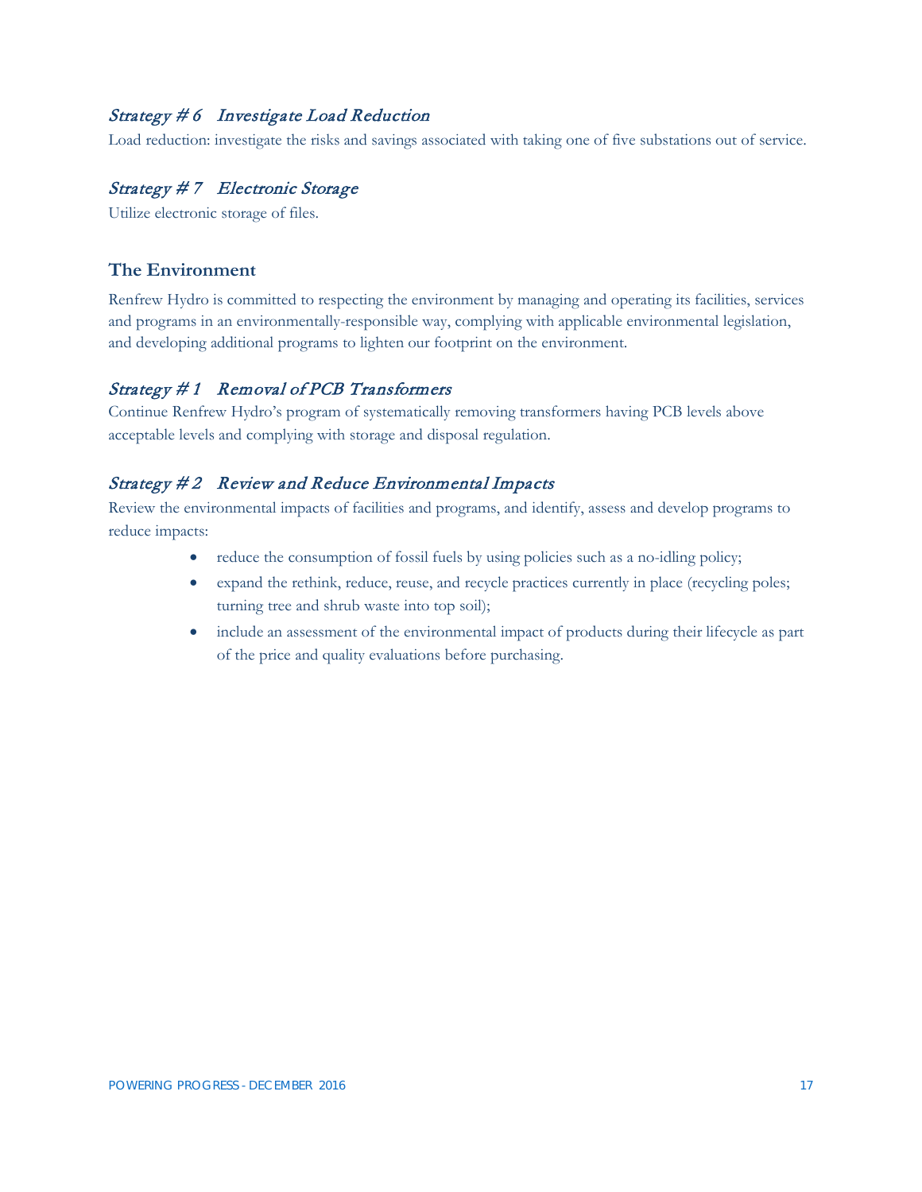### *Strategy # 6 Investigate Load Reduction*

Load reduction: investigate the risks and savings associated with taking one of five substations out of service.

### *Strategy # 7 Electronic Storage*

Utilize electronic storage of files.

## The Environment

Renfrew Hydro is committed to respecting the environment by managing and operating its facilities, services and programs in an environmentally-responsible way, complying with applicable environmental legislation, and developing additional programs to lighten our footprint on the environment.

### *Strategy # 1 Removal of PCB Transformers*

Continue Renfrew Hydro's program of systematically removing transformers having PCB levels above acceptable levels and complying with storage and disposal regulation.

### *Strategy # 2 Review and Reduce Environmental Impacts*

Review the environmental impacts of facilities and programs, and identify, assess and develop programs to reduce impacts:

- reduce the consumption of fossil fuels by using policies such as a no-idling policy;
- expand the rethink, reduce, reuse, and recycle practices currently in place (recycling poles; turning tree and shrub waste into top soil);
- include an assessment of the environmental impact of products during their lifecycle as part of the price and quality evaluations before purchasing.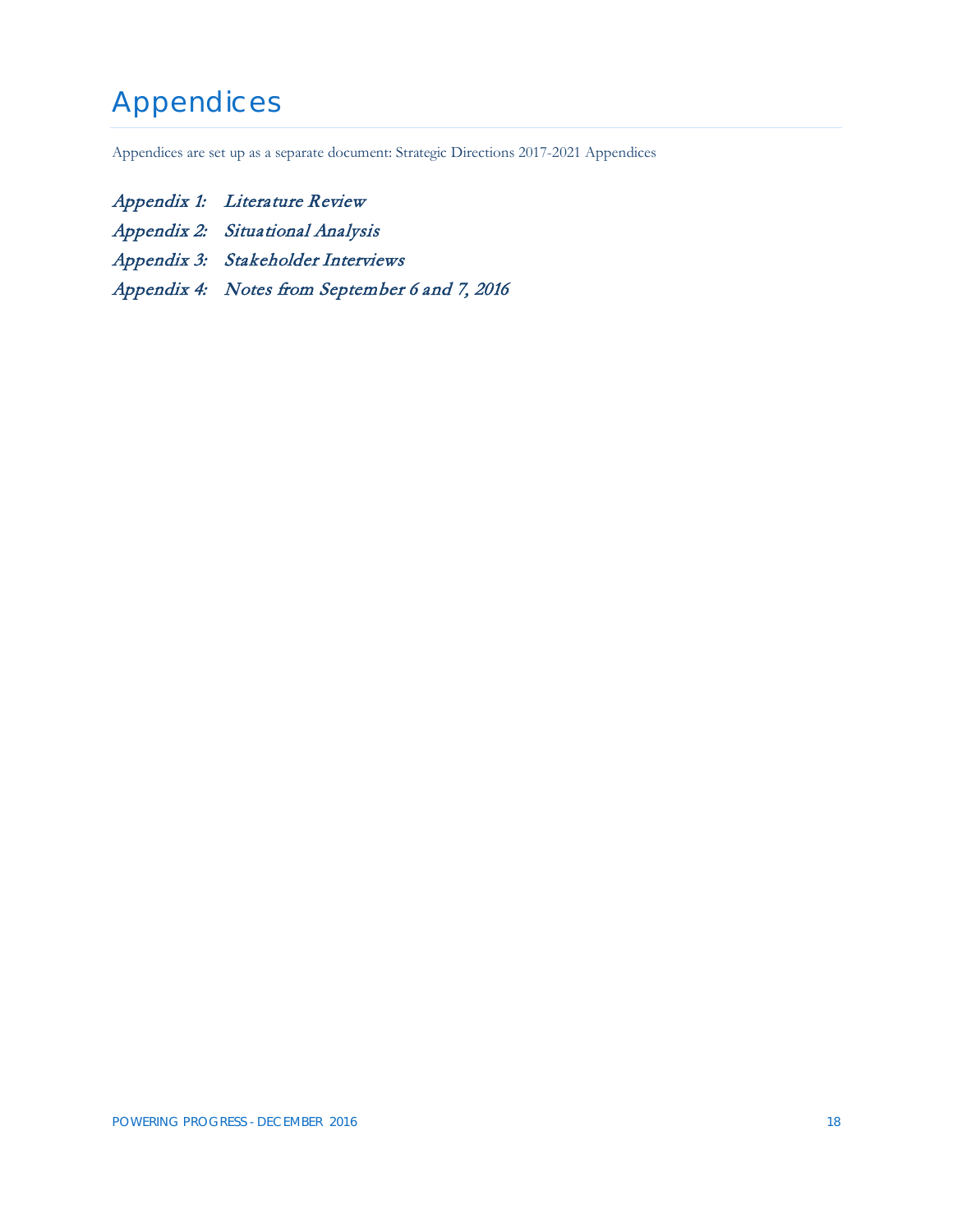# Appendices

Appendices are set up as a separate document: Strategic Directions 2017-2021 Appendices

*Appendix 1: Literature Review*

*Appendix 2: Situational Analysis*

*Appendix 3: Stakeholder Interviews*

*Appendix 4: Notes from September 6 and 7, 2016*